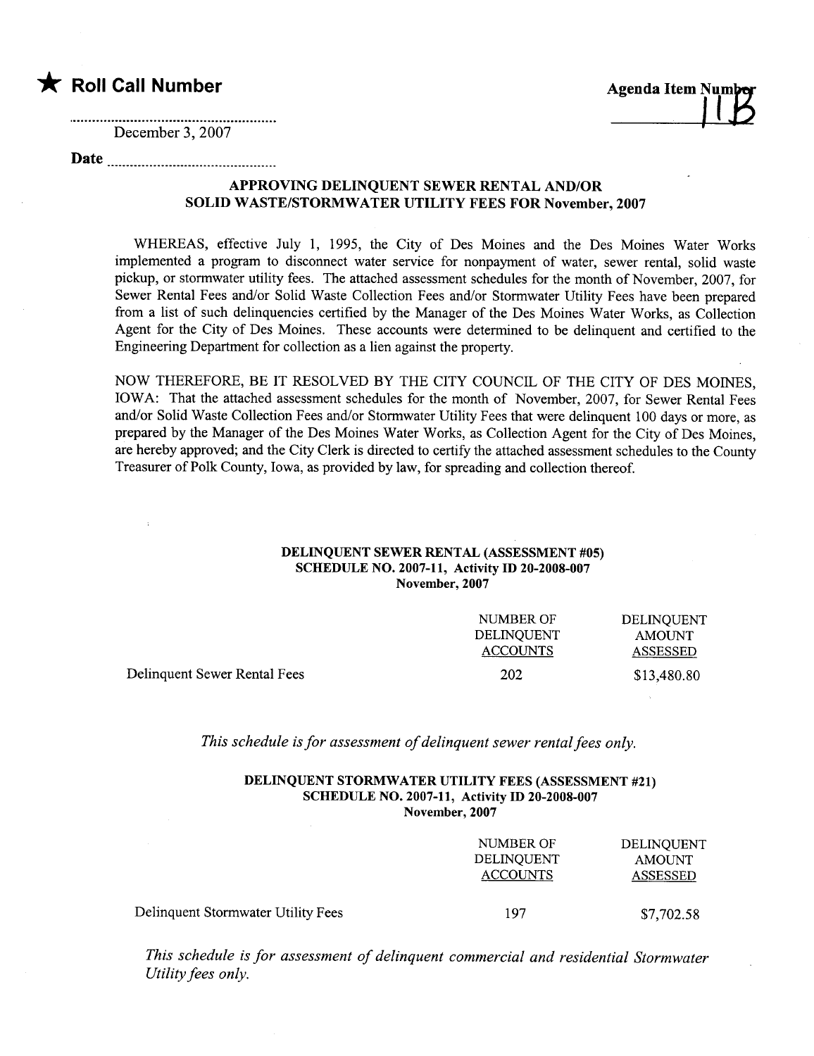★ **Roll Call Number**

**Agenda Item Number**
11B

December 3, 2007

**Date**

**APPROVING DELINQUENT SEWER RENTAL AND/OR SOLID WASTE/STORMWATER UTILITY FEES FOR November, 2007**

WHEREAS, effective July 1, 1995, the City of Des Moines and the Des Moines Water Works implemented a program to disconnect water service for nonpayment of water, sewer rental, solid waste pickup, or stormwater utility fees. The attached assessment schedules for the month of November, 2007, for Sewer Rental Fees and/or Solid Waste Collection Fees and/or Stormwater Utility Fees have been prepared from a list of such delinquencies certified by the Manager of the Des Moines Water Works, as Collection Agent for the City of Des Moines. These accounts were determined to be delinquent and certified to the Engineering Department for collection as a lien against the property.

NOW THEREFORE, BE IT RESOLVED BY THE CITY COUNCIL OF THE CITY OF DES MOINES, IOWA: That the attached assessment schedules for the month of November, 2007, for Sewer Rental Fees and/or Solid Waste Collection Fees and/or Stormwater Utility Fees that were delinquent 100 days or more, as prepared by the Manager of the Des Moines Water Works, as Collection Agent for the City of Des Moines, are hereby approved; and the City Clerk is directed to certify the attached assessment schedules to the County Treasurer of Polk County, Iowa, as provided by law, for spreading and collection thereof.

**DELINQUENT SEWER RENTAL (ASSESSMENT #05)**
**SCHEDULE NO. 2007-11, Activity ID 20-2008-007**
**November, 2007**

| | NUMBER OF DELINQUENT ACCOUNTS | DELINQUENT AMOUNT ASSESSED |
|---|---|---|
| Delinquent Sewer Rental Fees | 202 | $13,480.80 |

*This schedule is for assessment of delinquent sewer rental fees only.*

**DELINQUENT STORMWATER UTILITY FEES (ASSESSMENT #21)**
**SCHEDULE NO. 2007-11, Activity ID 20-2008-007**
**November, 2007**

| | NUMBER OF DELINQUENT ACCOUNTS | DELINQUENT AMOUNT ASSESSED |
|---|---|---|
| Delinquent Stormwater Utility Fees | 197 | $7,702.58 |

*This schedule is for assessment of delinquent commercial and residential Stormwater Utility fees only.*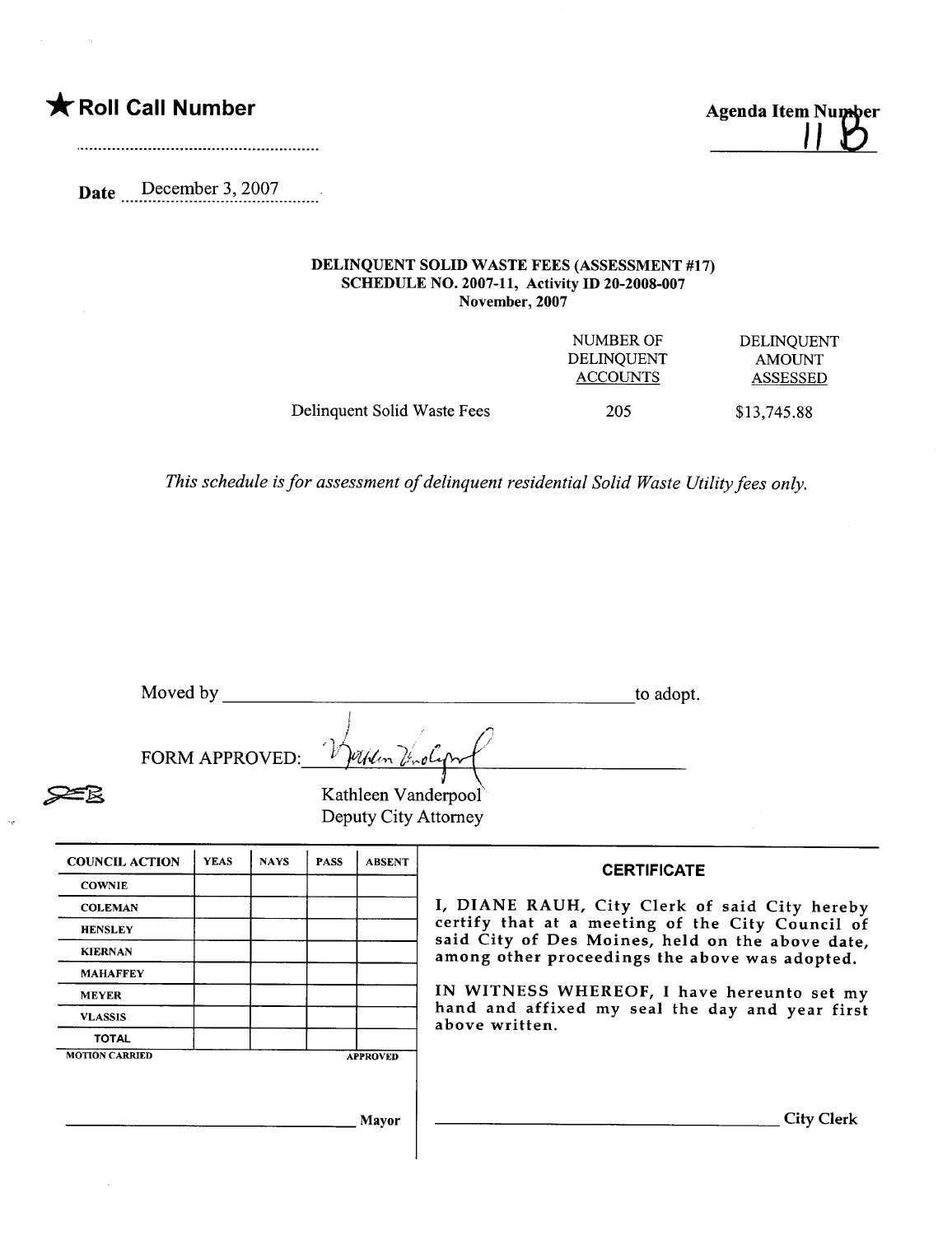★ **Roll Call Number**

Agenda Item Number
11 B

Date December 3, 2007

**DELINQUENT SOLID WASTE FEES (ASSESSMENT #17)**
**SCHEDULE NO. 2007-11, Activity ID 20-2008-007**
**November, 2007**

| | NUMBER OF DELINQUENT ACCOUNTS | DELINQUENT AMOUNT ASSESSED |
|---|---|---|
| Delinquent Solid Waste Fees | 205 | $13,745.88 |

*This schedule is for assessment of delinquent residential Solid Waste Utility fees only.*

Moved by ______________________________ to adopt.

FORM APPROVED: [signature]
Kathleen Vanderpool
Deputy City Attorney

| COUNCIL ACTION | YEAS | NAYS | PASS | ABSENT |
|---|---|---|---|---|
| COWNIE | | | | |
| COLEMAN | | | | |
| HENSLEY | | | | |
| KIERNAN | | | | |
| MAHAFFEY | | | | |
| MEYER | | | | |
| VLASSIS | | | | |
| TOTAL | | | | |

MOTION CARRIED APPROVED

______________________________ Mayor

**CERTIFICATE**

I, DIANE RAUH, City Clerk of said City hereby certify that at a meeting of the City Council of said City of Des Moines, held on the above date, among other proceedings the above was adopted.

IN WITNESS WHEREOF, I have hereunto set my hand and affixed my seal the day and year first above written.

______________________________ City Clerk